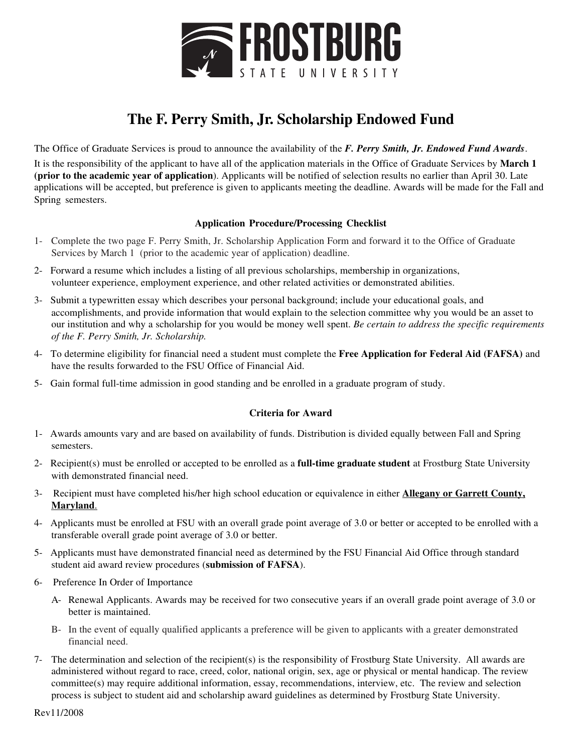# FROSTBURG STATE UNIVERSITY

## The F. Perry Smith, Jr. Scholarship Endowed Fund

The Office of Graduate Services is proud to announce the availability of the ***F. Perry Smith, Jr. Endowed Fund Awards***.

It is the responsibility of the applicant to have all of the application materials in the Office of Graduate Services by **March 1 (prior to the academic year of application)**. Applicants will be notified of selection results no earlier than April 30. Late applications will be accepted, but preference is given to applicants meeting the deadline. Awards will be made for the Fall and Spring semesters.

### Application Procedure/Processing Checklist

1- Complete the two page F. Perry Smith, Jr. Scholarship Application Form and forward it to the Office of Graduate Services by March 1 (prior to the academic year of application) deadline.

2- Forward a resume which includes a listing of all previous scholarships, membership in organizations, volunteer experience, employment experience, and other related activities or demonstrated abilities.

3- Submit a typewritten essay which describes your personal background; include your educational goals, and accomplishments, and provide information that would explain to the selection committee why you would be an asset to our institution and why a scholarship for you would be money well spent. *Be certain to address the specific requirements of the F. Perry Smith, Jr. Scholarship.*

4- To determine eligibility for financial need a student must complete the **Free Application for Federal Aid (FAFSA)** and have the results forwarded to the FSU Office of Financial Aid.

5- Gain formal full-time admission in good standing and be enrolled in a graduate program of study.

### Criteria for Award

1- Awards amounts vary and are based on availability of funds. Distribution is divided equally between Fall and Spring semesters.

2- Recipient(s) must be enrolled or accepted to be enrolled as a **full-time graduate student** at Frostburg State University with demonstrated financial need.

3- Recipient must have completed his/her high school education or equivalence in either **Allegany or Garrett County, Maryland**.

4- Applicants must be enrolled at FSU with an overall grade point average of 3.0 or better or accepted to be enrolled with a transferable overall grade point average of 3.0 or better.

5- Applicants must have demonstrated financial need as determined by the FSU Financial Aid Office through standard student aid award review procedures (**submission of FAFSA**).

6- Preference In Order of Importance

   A- Renewal Applicants. Awards may be received for two consecutive years if an overall grade point average of 3.0 or better is maintained.

   B- In the event of equally qualified applicants a preference will be given to applicants with a greater demonstrated financial need.

7- The determination and selection of the recipient(s) is the responsibility of Frostburg State University. All awards are administered without regard to race, creed, color, national origin, sex, age or physical or mental handicap. The review committee(s) may require additional information, essay, recommendations, interview, etc. The review and selection process is subject to student aid and scholarship award guidelines as determined by Frostburg State University.

Rev11/2008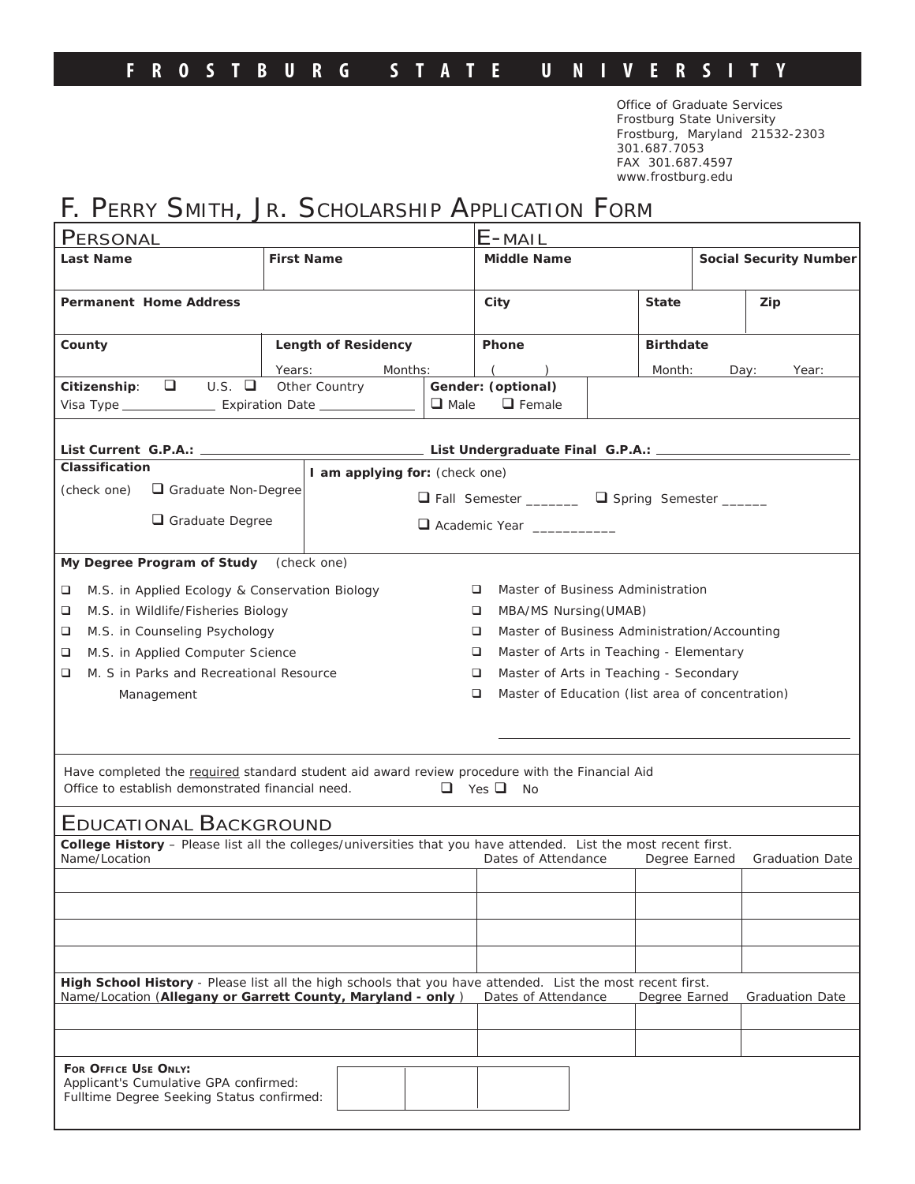# FROSTBURG STATE UNIVERSITY

Office of Graduate Services
Frostburg State University
Frostburg, Maryland 21532-2303
301.687.7053
FAX 301.687.4597
www.frostburg.edu

# F. Perry Smith, Jr. Scholarship Application Form

## Personal

## E-mail

| **Last Name** | **First Name** | **Middle Name** | **Social Security Number** |
|---|---|---|---|
| | | | |

| **Permanent Home Address** | **City** | **State** | **Zip** |
|---|---|---|---|
| | | | |

| **County** | **Length of Residency** | **Phone** | **Birthdate** |
|---|---|---|---|
| | Years: Months: | ( ) | Month: Day: Year: |

**Citizenship**: ❑ U.S. ❑ Other Country
Visa Type ______________ Expiration Date ______________

**Gender: (optional)**
❑ Male ❑ Female

**List Current G.P.A.:** ______________________________ **List Undergraduate Final G.P.A.:** ______________________________

**Classification**
(check one) ❑ Graduate Non-Degree
❑ Graduate Degree

**I am applying for:** (check one)
❑ Fall Semester _______ ❑ Spring Semester ______
❑ Academic Year ___________

**My Degree Program of Study** (check one)

- ❑ M.S. in Applied Ecology & Conservation Biology
- ❑ M.S. in Wildlife/Fisheries Biology
- ❑ M.S. in Counseling Psychology
- ❑ M.S. in Applied Computer Science
- ❑ M. S in Parks and Recreational Resource Management
- ❑ Master of Business Administration
- ❑ MBA/MS Nursing(UMAB)
- ❑ Master of Business Administration/Accounting
- ❑ Master of Arts in Teaching - Elementary
- ❑ Master of Arts in Teaching - Secondary
- ❑ Master of Education (list area of concentration)

______________________________________________

Have completed the required standard student aid award review procedure with the Financial Aid Office to establish demonstrated financial need. ❑ Yes ❑ No

## Educational Background

**College History** – Please list all the colleges/universities that you have attended. List the most recent first.

| Name/Location | Dates of Attendance | Degree Earned | Graduation Date |
|---|---|---|---|
| | | | |
| | | | |
| | | | |
| | | | |

**High School History** - Please list all the high schools that you have attended. List the most recent first.

| Name/Location (**Allegany or Garrett County, Maryland - only** ) | Dates of Attendance | Degree Earned | Graduation Date |
|---|---|---|---|
| | | | |
| | | | |

**For Office Use Only:**
Applicant's Cumulative GPA confirmed:
Fulltime Degree Seeking Status confirmed: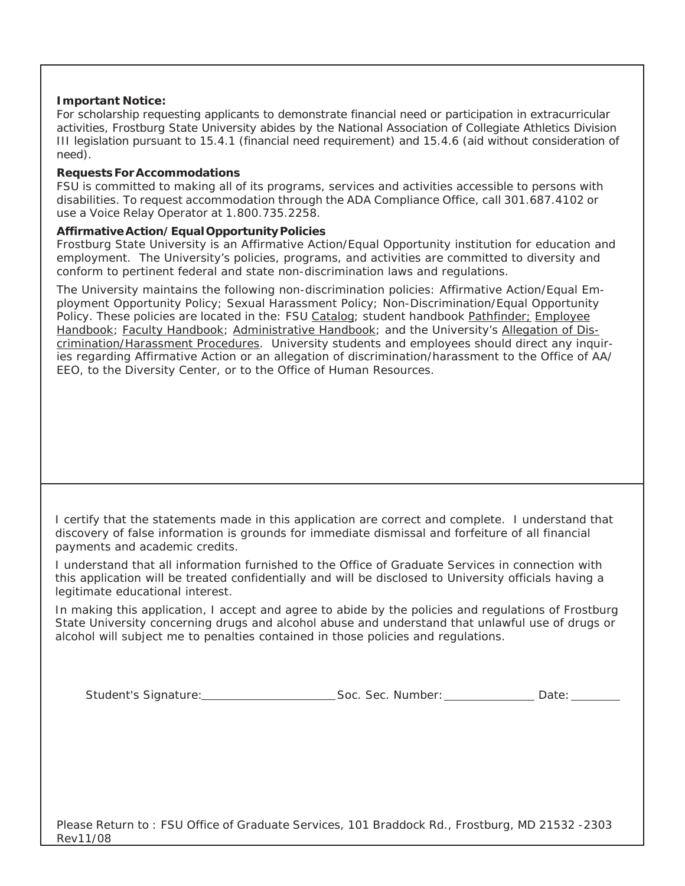**Important Notice:**
For scholarship requesting applicants to demonstrate financial need or participation in extracurricular activities, Frostburg State University abides by the National Association of Collegiate Athletics Division III legislation pursuant to 15.4.1 (financial need requirement) and 15.4.6 (aid without consideration of need).

**Requests For Accommodations**
FSU is committed to making all of its programs, services and activities accessible to persons with disabilities. To request accommodation through the ADA Compliance Office, call 301.687.4102 or use a Voice Relay Operator at 1.800.735.2258.

**Affirmative Action/Equal Opportunity Policies**
Frostburg State University is an Affirmative Action/Equal Opportunity institution for education and employment. The University's policies, programs, and activities are committed to diversity and conform to pertinent federal and state non-discrimination laws and regulations.

The University maintains the following non-discrimination policies: Affirmative Action/Equal Employment Opportunity Policy; Sexual Harassment Policy; Non-Discrimination/Equal Opportunity Policy. These policies are located in the: FSU Catalog; student handbook Pathfinder; Employee Handbook; Faculty Handbook; Administrative Handbook; and the University's Allegation of Discrimination/Harassment Procedures. University students and employees should direct any inquiries regarding Affirmative Action or an allegation of discrimination/harassment to the Office of AA/EEO, to the Diversity Center, or to the Office of Human Resources.

I certify that the statements made in this application are correct and complete. I understand that discovery of false information is grounds for immediate dismissal and forfeiture of all financial payments and academic credits.

I understand that all information furnished to the Office of Graduate Services in connection with this application will be treated confidentially and will be disclosed to University officials having a legitimate educational interest.

In making this application, I accept and agree to abide by the policies and regulations of Frostburg State University concerning drugs and alcohol abuse and understand that unlawful use of drugs or alcohol will subject me to penalties contained in those policies and regulations.

Student's Signature: ______________________ Soc. Sec. Number: _______________ Date: ________

Please Return to : FSU Office of Graduate Services, 101 Braddock Rd., Frostburg, MD 21532 -2303
Rev11/08